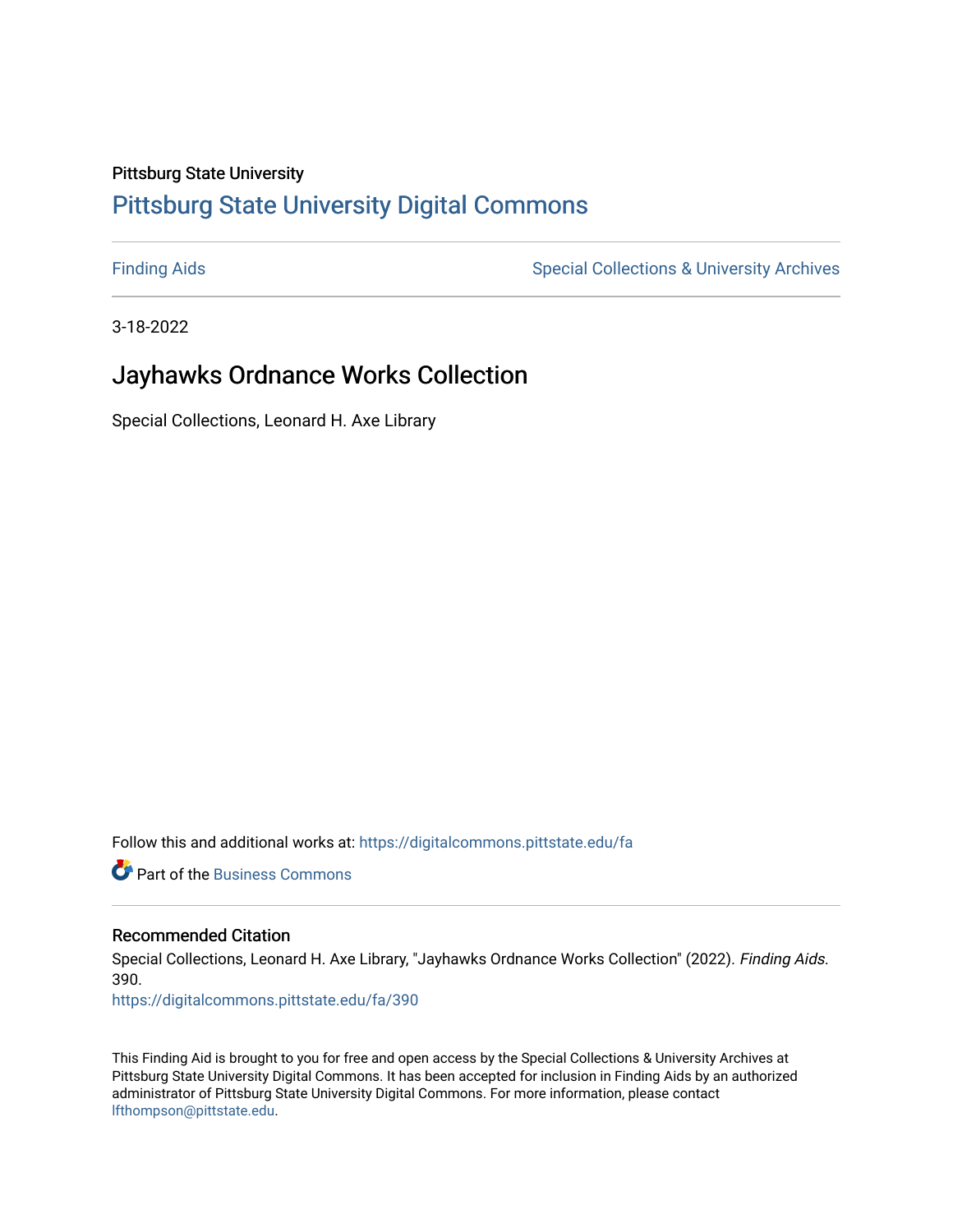Pittsburg State University

# Pittsburg State University Digital Commons

Finding Aids

Special Collections & University Archives

3-18-2022

## Jayhawks Ordnance Works Collection

Special Collections, Leonard H. Axe Library

Follow this and additional works at: https://digitalcommons.pittstate.edu/fa

Part of the Business Commons

### Recommended Citation

Special Collections, Leonard H. Axe Library, "Jayhawks Ordnance Works Collection" (2022). *Finding Aids*. 390.
https://digitalcommons.pittstate.edu/fa/390

This Finding Aid is brought to you for free and open access by the Special Collections & University Archives at Pittsburg State University Digital Commons. It has been accepted for inclusion in Finding Aids by an authorized administrator of Pittsburg State University Digital Commons. For more information, please contact lfthompson@pittstate.edu.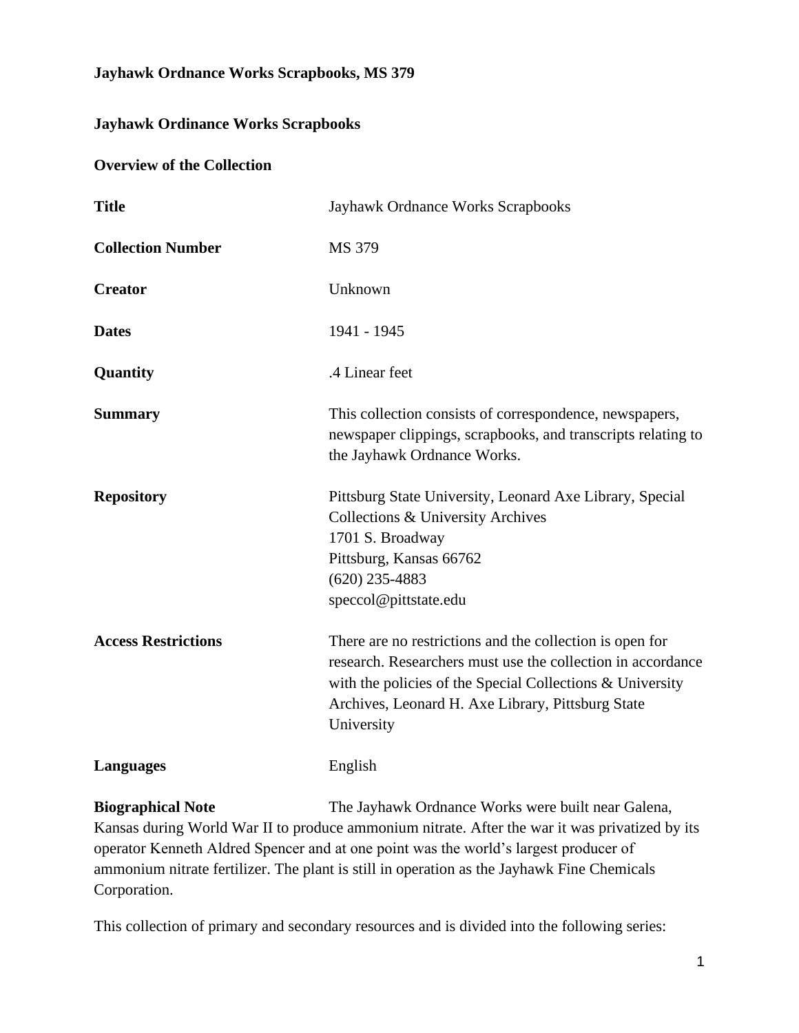**Jayhawk Ordnance Works Scrapbooks, MS 379**

**Jayhawk Ordinance Works Scrapbooks**

**Overview of the Collection**

| | |
|---|---|
| **Title** | Jayhawk Ordnance Works Scrapbooks |
| **Collection Number** | MS 379 |
| **Creator** | Unknown |
| **Dates** | 1941 - 1945 |
| **Quantity** | .4 Linear feet |
| **Summary** | This collection consists of correspondence, newspapers, newspaper clippings, scrapbooks, and transcripts relating to the Jayhawk Ordnance Works. |
| **Repository** | Pittsburg State University, Leonard Axe Library, Special Collections & University Archives<br>1701 S. Broadway<br>Pittsburg, Kansas 66762<br>(620) 235-4883<br>speccol@pittstate.edu |
| **Access Restrictions** | There are no restrictions and the collection is open for research. Researchers must use the collection in accordance with the policies of the Special Collections & University Archives, Leonard H. Axe Library, Pittsburg State University |
| **Languages** | English |

**Biographical Note** The Jayhawk Ordnance Works were built near Galena, Kansas during World War II to produce ammonium nitrate. After the war it was privatized by its operator Kenneth Aldred Spencer and at one point was the world's largest producer of ammonium nitrate fertilizer. The plant is still in operation as the Jayhawk Fine Chemicals Corporation.

This collection of primary and secondary resources and is divided into the following series: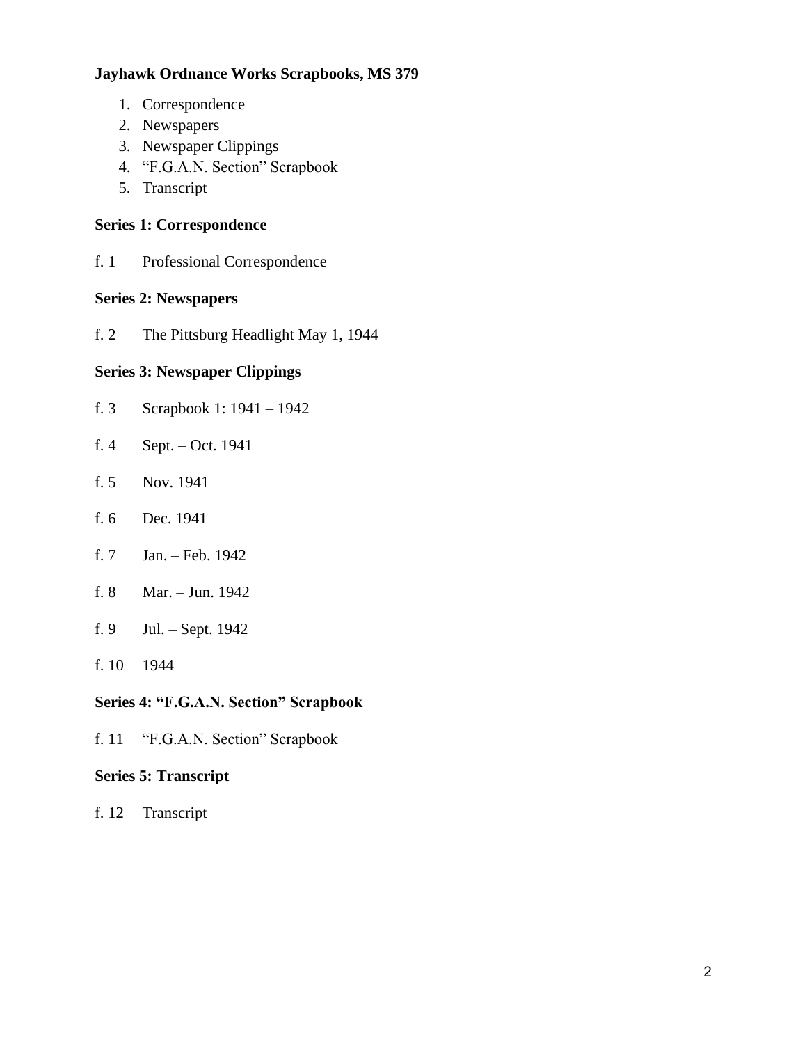**Jayhawk Ordnance Works Scrapbooks, MS 379**

1. Correspondence
2. Newspapers
3. Newspaper Clippings
4. "F.G.A.N. Section" Scrapbook
5. Transcript

**Series 1: Correspondence**

f. 1 Professional Correspondence

**Series 2: Newspapers**

f. 2 The Pittsburg Headlight May 1, 1944

**Series 3: Newspaper Clippings**

f. 3 Scrapbook 1: 1941 – 1942

f. 4 Sept. – Oct. 1941

f. 5 Nov. 1941

f. 6 Dec. 1941

f. 7 Jan. – Feb. 1942

f. 8 Mar. – Jun. 1942

f. 9 Jul. – Sept. 1942

f. 10 1944

**Series 4: "F.G.A.N. Section" Scrapbook**

f. 11 "F.G.A.N. Section" Scrapbook

**Series 5: Transcript**

f. 12 Transcript